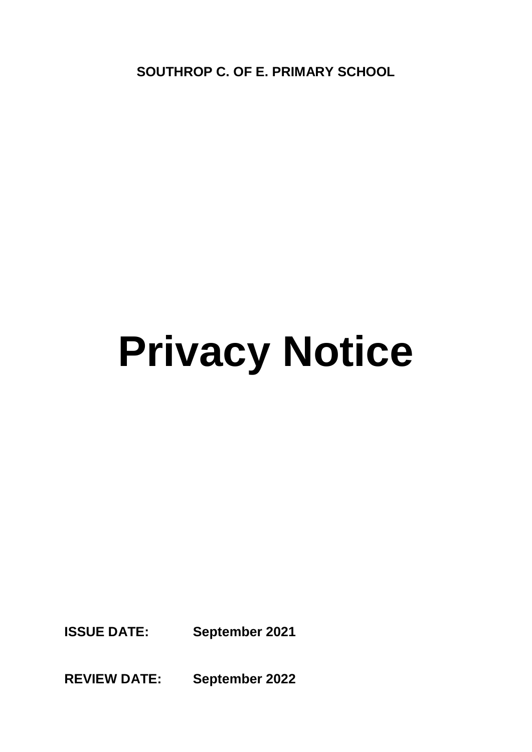**SOUTHROP C. OF E. PRIMARY SCHOOL**

# Privacy Notice

**ISSUE DATE:** **September 2021**

**REVIEW DATE:** **September 2022**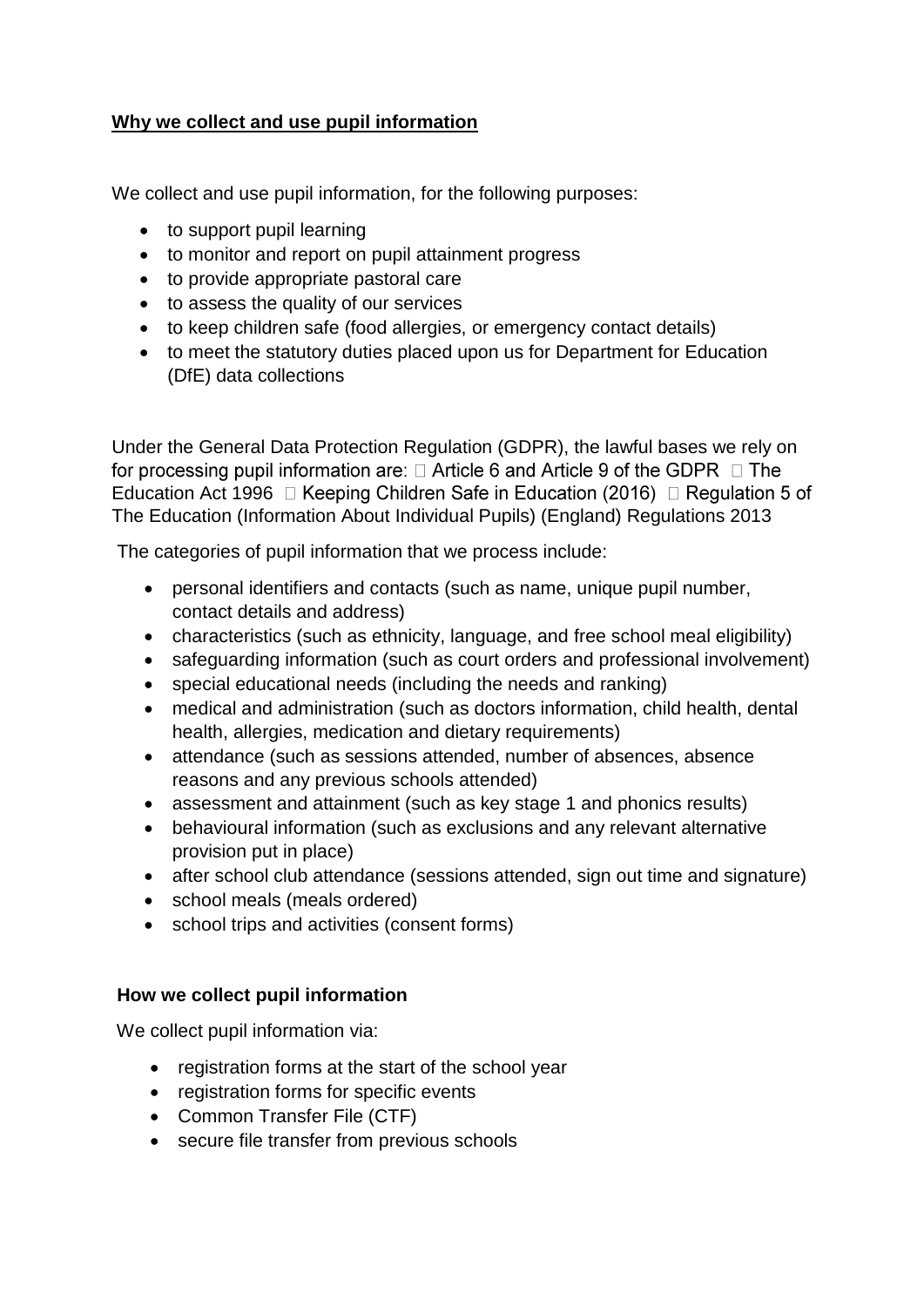## **Why we collect and use pupil information**

We collect and use pupil information, for the following purposes:

- to support pupil learning
- to monitor and report on pupil attainment progress
- to provide appropriate pastoral care
- to assess the quality of our services
- to keep children safe (food allergies, or emergency contact details)
- to meet the statutory duties placed upon us for Department for Education (DfE) data collections

Under the General Data Protection Regulation (GDPR), the lawful bases we rely on for processing pupil information are:  Article 6 and Article 9 of the GDPR  The Education Act 1996  Keeping Children Safe in Education (2016)  Regulation 5 of The Education (Information About Individual Pupils) (England) Regulations 2013

The categories of pupil information that we process include:

- personal identifiers and contacts (such as name, unique pupil number, contact details and address)
- characteristics (such as ethnicity, language, and free school meal eligibility)
- safeguarding information (such as court orders and professional involvement)
- special educational needs (including the needs and ranking)
- medical and administration (such as doctors information, child health, dental health, allergies, medication and dietary requirements)
- attendance (such as sessions attended, number of absences, absence reasons and any previous schools attended)
- assessment and attainment (such as key stage 1 and phonics results)
- behavioural information (such as exclusions and any relevant alternative provision put in place)
- after school club attendance (sessions attended, sign out time and signature)
- school meals (meals ordered)
- school trips and activities (consent forms)

### **How we collect pupil information**

We collect pupil information via:

- registration forms at the start of the school year
- registration forms for specific events
- Common Transfer File (CTF)
- secure file transfer from previous schools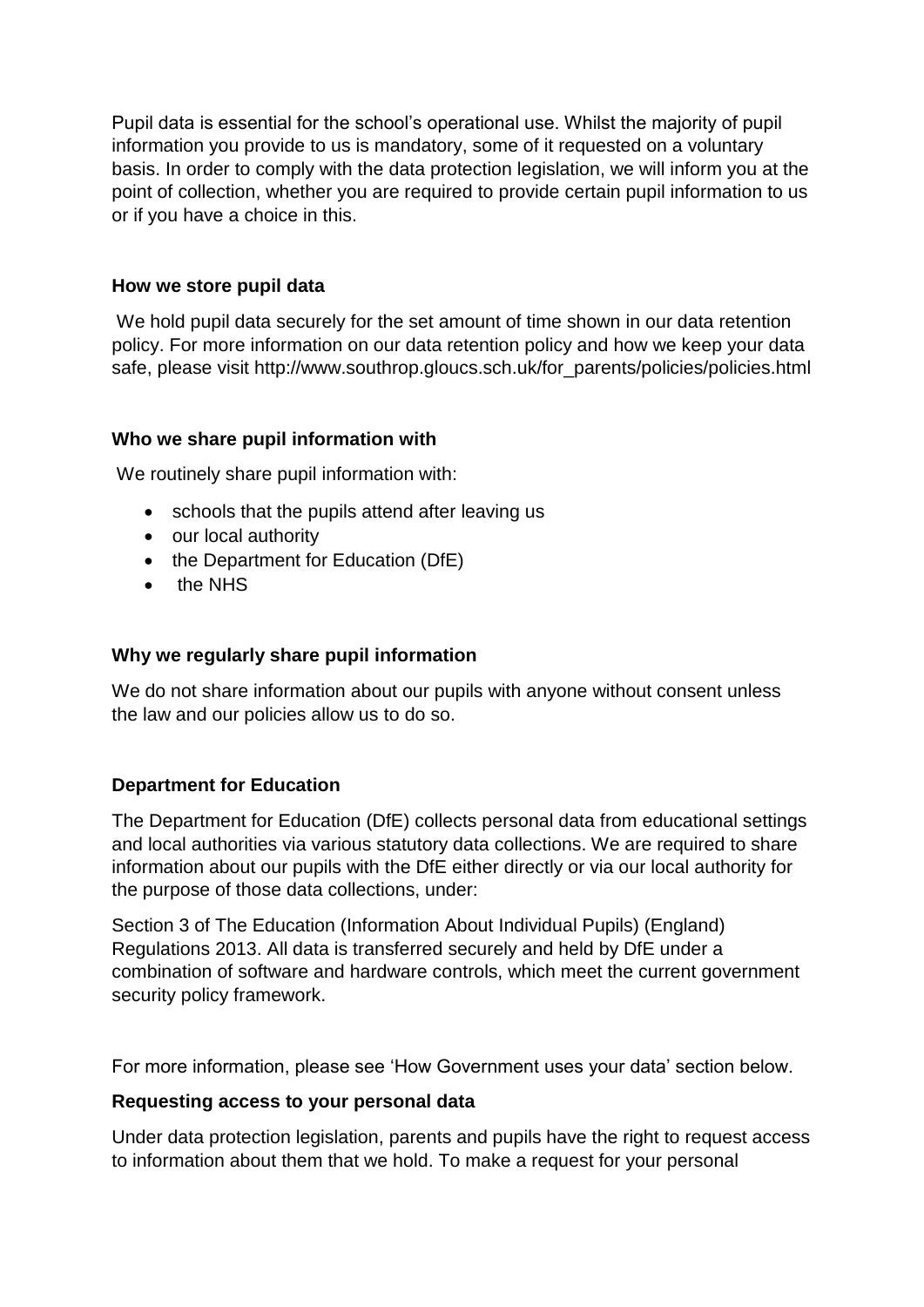Pupil data is essential for the school's operational use. Whilst the majority of pupil information you provide to us is mandatory, some of it requested on a voluntary basis. In order to comply with the data protection legislation, we will inform you at the point of collection, whether you are required to provide certain pupil information to us or if you have a choice in this.

### How we store pupil data

We hold pupil data securely for the set amount of time shown in our data retention policy. For more information on our data retention policy and how we keep your data safe, please visit http://www.southrop.gloucs.sch.uk/for_parents/policies/policies.html

### Who we share pupil information with

We routinely share pupil information with:

- schools that the pupils attend after leaving us
- our local authority
- the Department for Education (DfE)
- the NHS

### Why we regularly share pupil information

We do not share information about our pupils with anyone without consent unless the law and our policies allow us to do so.

### Department for Education

The Department for Education (DfE) collects personal data from educational settings and local authorities via various statutory data collections. We are required to share information about our pupils with the DfE either directly or via our local authority for the purpose of those data collections, under:

Section 3 of The Education (Information About Individual Pupils) (England) Regulations 2013. All data is transferred securely and held by DfE under a combination of software and hardware controls, which meet the current government security policy framework.

For more information, please see 'How Government uses your data' section below.

### Requesting access to your personal data

Under data protection legislation, parents and pupils have the right to request access to information about them that we hold. To make a request for your personal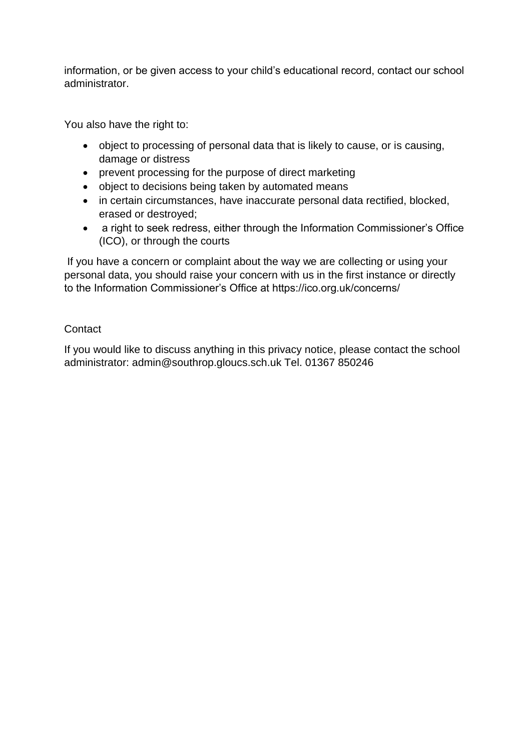information, or be given access to your child's educational record, contact our school administrator.

You also have the right to:

- object to processing of personal data that is likely to cause, or is causing, damage or distress
- prevent processing for the purpose of direct marketing
- object to decisions being taken by automated means
- in certain circumstances, have inaccurate personal data rectified, blocked, erased or destroyed;
- a right to seek redress, either through the Information Commissioner's Office (ICO), or through the courts

If you have a concern or complaint about the way we are collecting or using your personal data, you should raise your concern with us in the first instance or directly to the Information Commissioner's Office at https://ico.org.uk/concerns/

Contact

If you would like to discuss anything in this privacy notice, please contact the school administrator: admin@southrop.gloucs.sch.uk Tel. 01367 850246